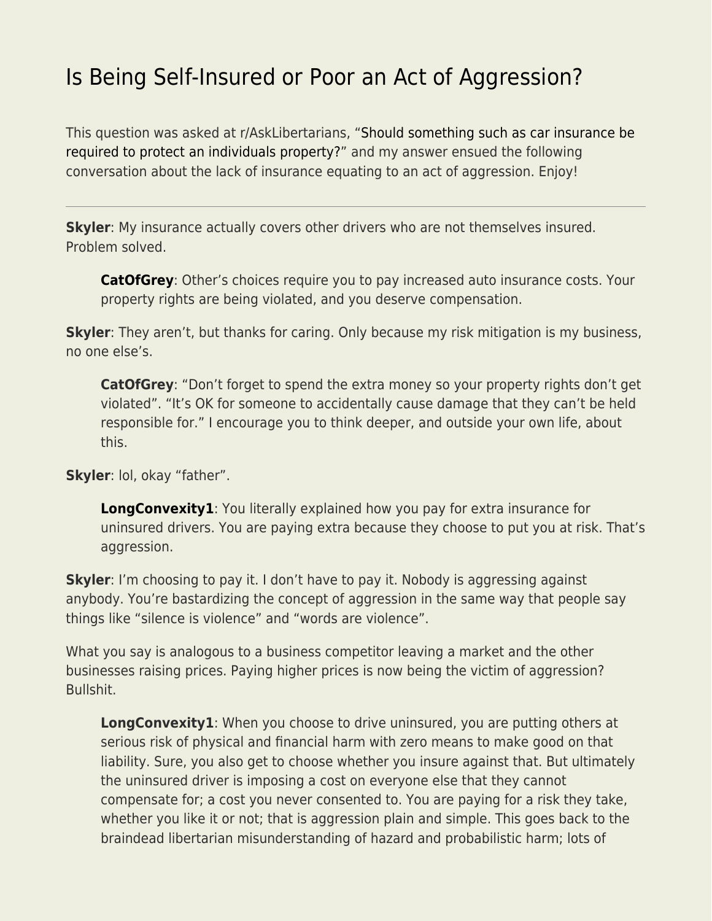# Is Being Self-Insured or Poor an Act of Aggression?

This question was asked at r/AskLibertarians, "Should something such as car insurance be required to protect an individuals property?" and my answer ensued the following conversation about the lack of insurance equating to an act of aggression. Enjoy!

---

**Skyler**: My insurance actually covers other drivers who are not themselves insured. Problem solved.

> **CatOfGrey**: Other's choices require you to pay increased auto insurance costs. Your property rights are being violated, and you deserve compensation.

**Skyler**: They aren't, but thanks for caring. Only because my risk mitigation is my business, no one else's.

> **CatOfGrey**: "Don't forget to spend the extra money so your property rights don't get violated". "It's OK for someone to accidentally cause damage that they can't be held responsible for." I encourage you to think deeper, and outside your own life, about this.

**Skyler**: lol, okay "father".

> **LongConvexity1**: You literally explained how you pay for extra insurance for uninsured drivers. You are paying extra because they choose to put you at risk. That's aggression.

**Skyler**: I'm choosing to pay it. I don't have to pay it. Nobody is aggressing against anybody. You're bastardizing the concept of aggression in the same way that people say things like "silence is violence" and "words are violence".

What you say is analogous to a business competitor leaving a market and the other businesses raising prices. Paying higher prices is now being the victim of aggression? Bullshit.

> **LongConvexity1**: When you choose to drive uninsured, you are putting others at serious risk of physical and financial harm with zero means to make good on that liability. Sure, you also get to choose whether you insure against that. But ultimately the uninsured driver is imposing a cost on everyone else that they cannot compensate for; a cost you never consented to. You are paying for a risk they take, whether you like it or not; that is aggression plain and simple. This goes back to the braindead libertarian misunderstanding of hazard and probabilistic harm; lots of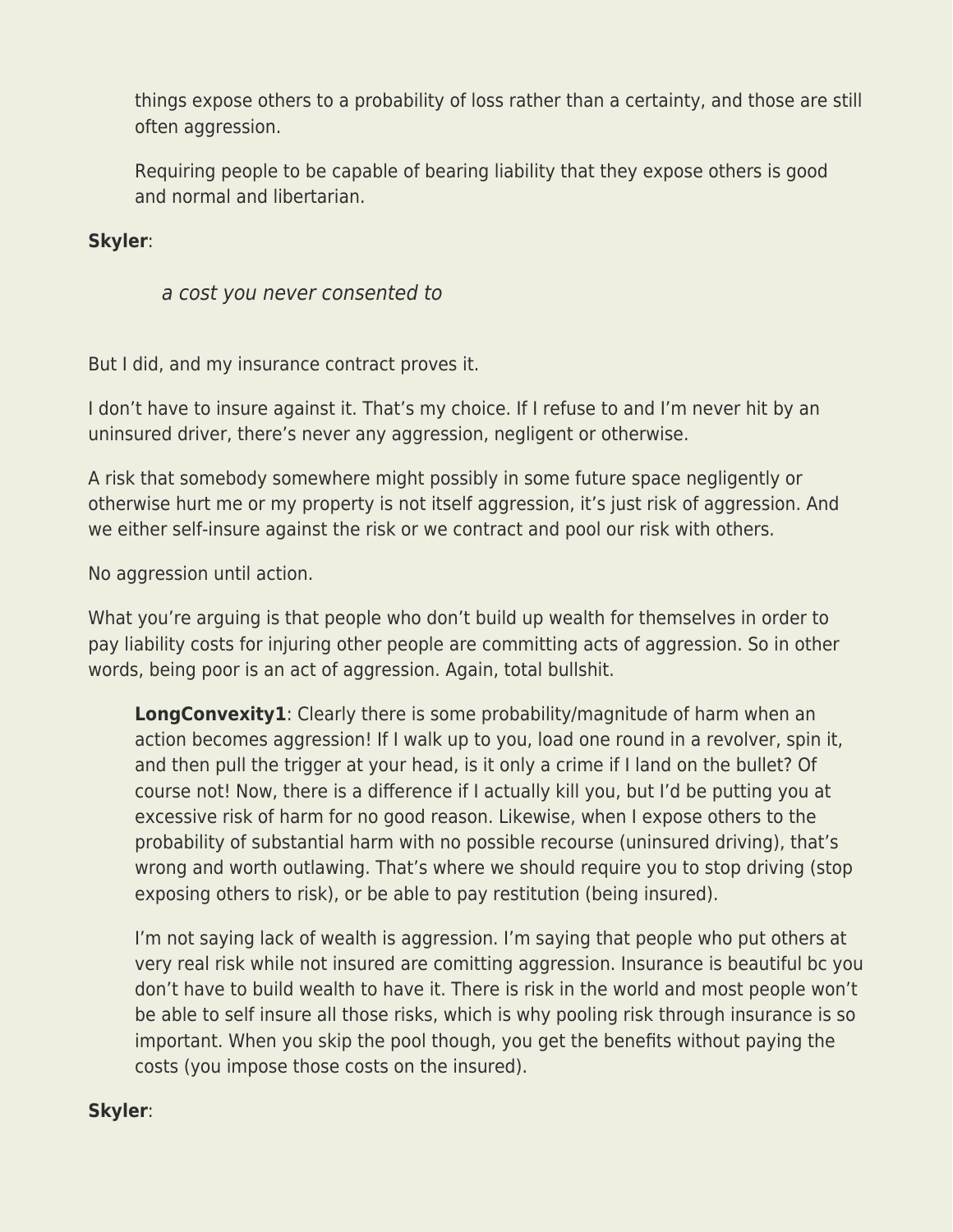> things expose others to a probability of loss rather than a certainty, and those are still often aggression.
>
> Requiring people to be capable of bearing liability that they expose others is good and normal and libertarian.

**Skyler**:

> > *a cost you never consented to*

But I did, and my insurance contract proves it.

I don't have to insure against it. That's my choice. If I refuse to and I'm never hit by an uninsured driver, there's never any aggression, negligent or otherwise.

A risk that somebody somewhere might possibly in some future space negligently or otherwise hurt me or my property is not itself aggression, it's just risk of aggression. And we either self-insure against the risk or we contract and pool our risk with others.

No aggression until action.

What you're arguing is that people who don't build up wealth for themselves in order to pay liability costs for injuring other people are committing acts of aggression. So in other words, being poor is an act of aggression. Again, total bullshit.

> **LongConvexity1**: Clearly there is some probability/magnitude of harm when an action becomes aggression! If I walk up to you, load one round in a revolver, spin it, and then pull the trigger at your head, is it only a crime if I land on the bullet? Of course not! Now, there is a difference if I actually kill you, but I'd be putting you at excessive risk of harm for no good reason. Likewise, when I expose others to the probability of substantial harm with no possible recourse (uninsured driving), that's wrong and worth outlawing. That's where we should require you to stop driving (stop exposing others to risk), or be able to pay restitution (being insured).
>
> I'm not saying lack of wealth is aggression. I'm saying that people who put others at very real risk while not insured are comitting aggression. Insurance is beautiful bc you don't have to build wealth to have it. There is risk in the world and most people won't be able to self insure all those risks, which is why pooling risk through insurance is so important. When you skip the pool though, you get the benefits without paying the costs (you impose those costs on the insured).

**Skyler**: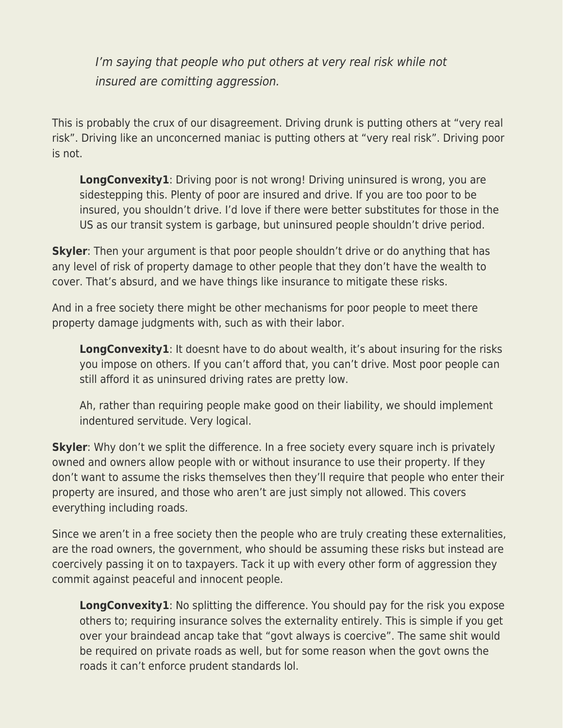> *I'm saying that people who put others at very real risk while not insured are comitting aggression.*

This is probably the crux of our disagreement. Driving drunk is putting others at "very real risk". Driving like an unconcerned maniac is putting others at "very real risk". Driving poor is not.

> **LongConvexity1**: Driving poor is not wrong! Driving uninsured is wrong, you are sidestepping this. Plenty of poor are insured and drive. If you are too poor to be insured, you shouldn't drive. I'd love if there were better substitutes for those in the US as our transit system is garbage, but uninsured people shouldn't drive period.

**Skyler**: Then your argument is that poor people shouldn't drive or do anything that has any level of risk of property damage to other people that they don't have the wealth to cover. That's absurd, and we have things like insurance to mitigate these risks.

And in a free society there might be other mechanisms for poor people to meet there property damage judgments with, such as with their labor.

> **LongConvexity1**: It doesnt have to do about wealth, it's about insuring for the risks you impose on others. If you can't afford that, you can't drive. Most poor people can still afford it as uninsured driving rates are pretty low.
>
> Ah, rather than requiring people make good on their liability, we should implement indentured servitude. Very logical.

**Skyler**: Why don't we split the difference. In a free society every square inch is privately owned and owners allow people with or without insurance to use their property. If they don't want to assume the risks themselves then they'll require that people who enter their property are insured, and those who aren't are just simply not allowed. This covers everything including roads.

Since we aren't in a free society then the people who are truly creating these externalities, are the road owners, the government, who should be assuming these risks but instead are coercively passing it on to taxpayers. Tack it up with every other form of aggression they commit against peaceful and innocent people.

> **LongConvexity1**: No splitting the difference. You should pay for the risk you expose others to; requiring insurance solves the externality entirely. This is simple if you get over your braindead ancap take that "govt always is coercive". The same shit would be required on private roads as well, but for some reason when the govt owns the roads it can't enforce prudent standards lol.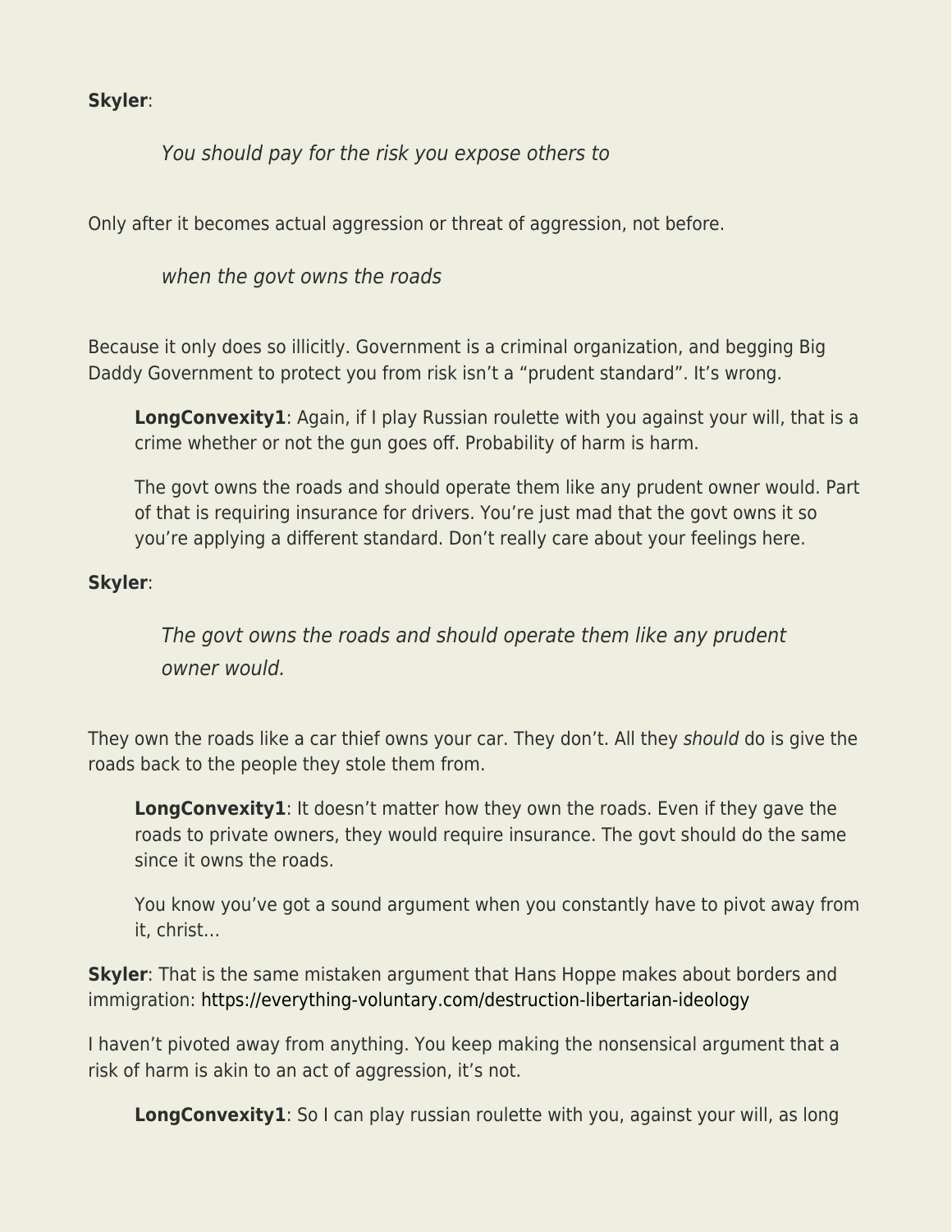**Skyler**:

> *You should pay for the risk you expose others to*

Only after it becomes actual aggression or threat of aggression, not before.

> *when the govt owns the roads*

Because it only does so illicitly. Government is a criminal organization, and begging Big Daddy Government to protect you from risk isn't a "prudent standard". It's wrong.

> **LongConvexity1**: Again, if I play Russian roulette with you against your will, that is a crime whether or not the gun goes off. Probability of harm is harm.
>
> The govt owns the roads and should operate them like any prudent owner would. Part of that is requiring insurance for drivers. You're just mad that the govt owns it so you're applying a different standard. Don't really care about your feelings here.

**Skyler**:

> *The govt owns the roads and should operate them like any prudent owner would.*

They own the roads like a car thief owns your car. They don't. All they *should* do is give the roads back to the people they stole them from.

> **LongConvexity1**: It doesn't matter how they own the roads. Even if they gave the roads to private owners, they would require insurance. The govt should do the same since it owns the roads.
>
> You know you've got a sound argument when you constantly have to pivot away from it, christ…

**Skyler**: That is the same mistaken argument that Hans Hoppe makes about borders and immigration: https://everything-voluntary.com/destruction-libertarian-ideology

I haven't pivoted away from anything. You keep making the nonsensical argument that a risk of harm is akin to an act of aggression, it's not.

> **LongConvexity1**: So I can play russian roulette with you, against your will, as long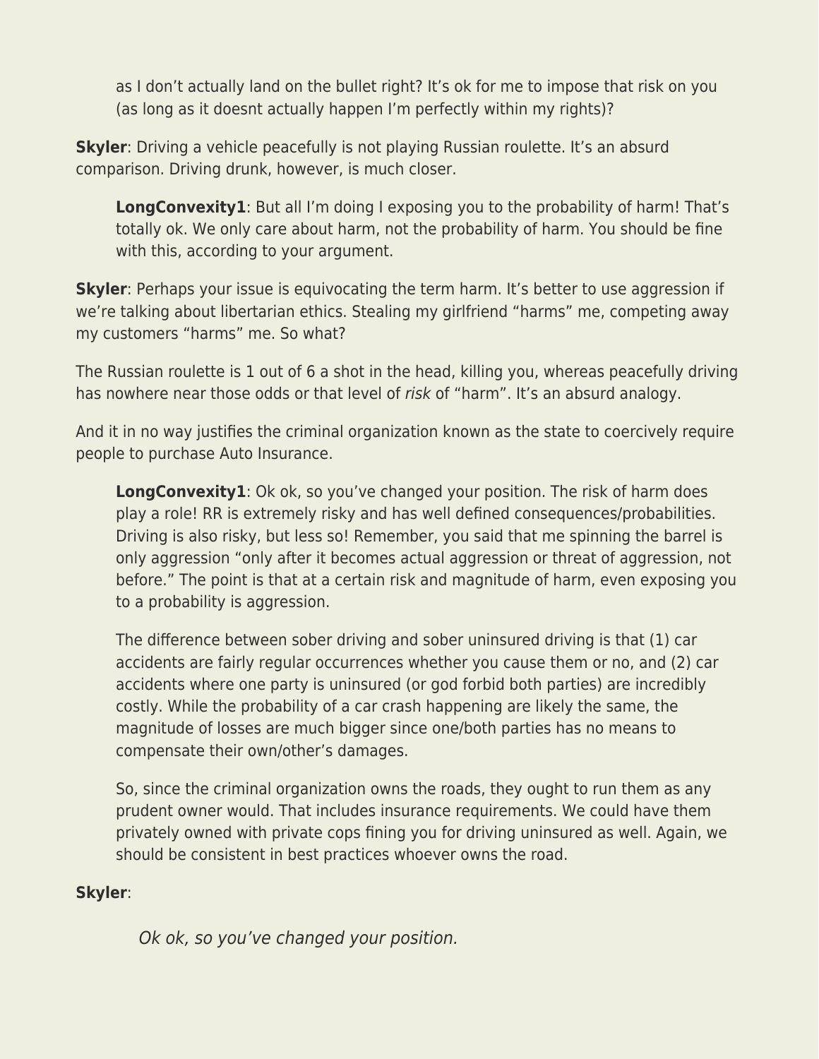> as I don’t actually land on the bullet right? It’s ok for me to impose that risk on you (as long as it doesnt actually happen I’m perfectly within my rights)?

**Skyler**: Driving a vehicle peacefully is not playing Russian roulette. It’s an absurd comparison. Driving drunk, however, is much closer.

> **LongConvexity1**: But all I’m doing I exposing you to the probability of harm! That’s totally ok. We only care about harm, not the probability of harm. You should be fine with this, according to your argument.

**Skyler**: Perhaps your issue is equivocating the term harm. It’s better to use aggression if we’re talking about libertarian ethics. Stealing my girlfriend “harms” me, competing away my customers “harms” me. So what?

The Russian roulette is 1 out of 6 a shot in the head, killing you, whereas peacefully driving has nowhere near those odds or that level of *risk* of “harm”. It’s an absurd analogy.

And it in no way justifies the criminal organization known as the state to coercively require people to purchase Auto Insurance.

> **LongConvexity1**: Ok ok, so you’ve changed your position. The risk of harm does play a role! RR is extremely risky and has well defined consequences/probabilities. Driving is also risky, but less so! Remember, you said that me spinning the barrel is only aggression “only after it becomes actual aggression or threat of aggression, not before.” The point is that at a certain risk and magnitude of harm, even exposing you to a probability is aggression.
>
> The difference between sober driving and sober uninsured driving is that (1) car accidents are fairly regular occurrences whether you cause them or no, and (2) car accidents where one party is uninsured (or god forbid both parties) are incredibly costly. While the probability of a car crash happening are likely the same, the magnitude of losses are much bigger since one/both parties has no means to compensate their own/other’s damages.
>
> So, since the criminal organization owns the roads, they ought to run them as any prudent owner would. That includes insurance requirements. We could have them privately owned with private cops fining you for driving uninsured as well. Again, we should be consistent in best practices whoever owns the road.

**Skyler**:

> *Ok ok, so you’ve changed your position.*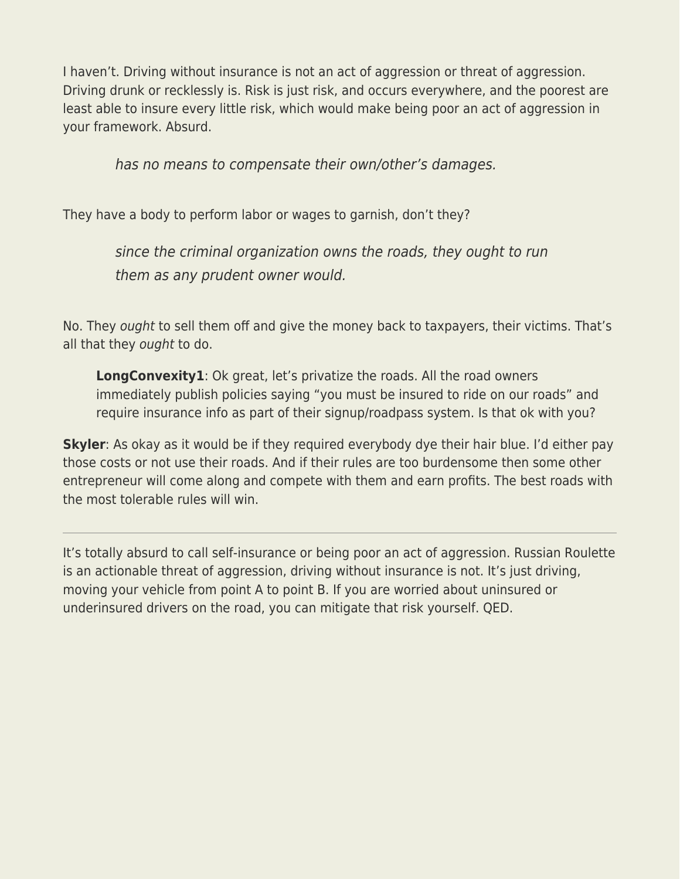I haven't. Driving without insurance is not an act of aggression or threat of aggression. Driving drunk or recklessly is. Risk is just risk, and occurs everywhere, and the poorest are least able to insure every little risk, which would make being poor an act of aggression in your framework. Absurd.

> *has no means to compensate their own/other's damages.*

They have a body to perform labor or wages to garnish, don't they?

> *since the criminal organization owns the roads, they ought to run them as any prudent owner would.*

No. They *ought* to sell them off and give the money back to taxpayers, their victims. That's all that they *ought* to do.

> **LongConvexity1**: Ok great, let's privatize the roads. All the road owners immediately publish policies saying "you must be insured to ride on our roads" and require insurance info as part of their signup/roadpass system. Is that ok with you?

**Skyler**: As okay as it would be if they required everybody dye their hair blue. I'd either pay those costs or not use their roads. And if their rules are too burdensome then some other entrepreneur will come along and compete with them and earn profits. The best roads with the most tolerable rules will win.

---

It's totally absurd to call self-insurance or being poor an act of aggression. Russian Roulette is an actionable threat of aggression, driving without insurance is not. It's just driving, moving your vehicle from point A to point B. If you are worried about uninsured or underinsured drivers on the road, you can mitigate that risk yourself. QED.